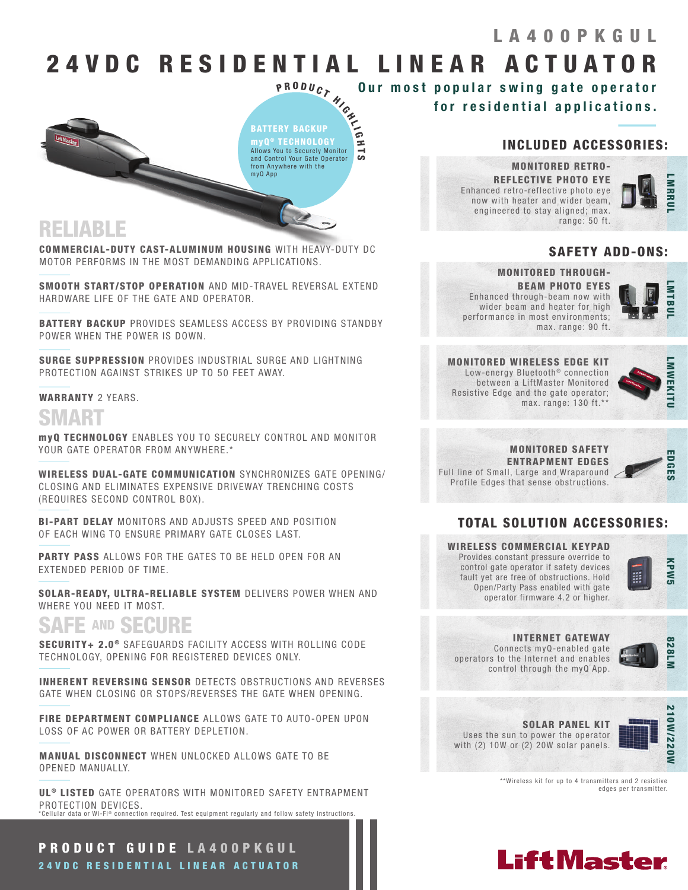# LA400PKGUL

# 24VDC RESIDENTIAL LINEAR ACTUATOR

**Our most popular swing gate operator for residential applications.**

PRODUCT HIGHLIGHTS

**BATTERY BACKUP**

**myQ® TECHNOLOGY**
Allows You to Securely Monitor and Control Your Gate Operator from Anywhere with the myQ App

## RELIABLE

**COMMERCIAL-DUTY CAST-ALUMINUM HOUSING** WITH HEAVY-DUTY DC MOTOR PERFORMS IN THE MOST DEMANDING APPLICATIONS.

**SMOOTH START/STOP OPERATION** AND MID-TRAVEL REVERSAL EXTEND HARDWARE LIFE OF THE GATE AND OPERATOR.

**BATTERY BACKUP** PROVIDES SEAMLESS ACCESS BY PROVIDING STANDBY POWER WHEN THE POWER IS DOWN.

**SURGE SUPPRESSION** PROVIDES INDUSTRIAL SURGE AND LIGHTNING PROTECTION AGAINST STRIKES UP TO 50 FEET AWAY.

**WARRANTY** 2 YEARS.

## SMART

**myQ TECHNOLOGY** ENABLES YOU TO SECURELY CONTROL AND MONITOR YOUR GATE OPERATOR FROM ANYWHERE.*

**WIRELESS DUAL-GATE COMMUNICATION** SYNCHRONIZES GATE OPENING/CLOSING AND ELIMINATES EXPENSIVE DRIVEWAY TRENCHING COSTS (REQUIRES SECOND CONTROL BOX).

**BI-PART DELAY** MONITORS AND ADJUSTS SPEED AND POSITION OF EACH WING TO ENSURE PRIMARY GATE CLOSES LAST.

**PARTY PASS** ALLOWS FOR THE GATES TO BE HELD OPEN FOR AN EXTENDED PERIOD OF TIME.

**SOLAR-READY, ULTRA-RELIABLE SYSTEM** DELIVERS POWER WHEN AND WHERE YOU NEED IT MOST.

## SAFE AND SECURE

**SECURITY+ 2.0®** SAFEGUARDS FACILITY ACCESS WITH ROLLING CODE TECHNOLOGY, OPENING FOR REGISTERED DEVICES ONLY.

**INHERENT REVERSING SENSOR** DETECTS OBSTRUCTIONS AND REVERSES GATE WHEN CLOSING OR STOPS/REVERSES THE GATE WHEN OPENING.

**FIRE DEPARTMENT COMPLIANCE** ALLOWS GATE TO AUTO-OPEN UPON LOSS OF AC POWER OR BATTERY DEPLETION.

**MANUAL DISCONNECT** WHEN UNLOCKED ALLOWS GATE TO BE OPENED MANUALLY.

**UL® LISTED** GATE OPERATORS WITH MONITORED SAFETY ENTRAPMENT PROTECTION DEVICES.

*Cellular data or Wi-Fi® connection required. Test equipment regularly and follow safety instructions.

## INCLUDED ACCESSORIES:

**MONITORED RETRO-REFLECTIVE PHOTO EYE** — LMRRUL
Enhanced retro-reflective photo eye now with heater and wider beam, engineered to stay aligned; max. range: 50 ft.

## SAFETY ADD-ONS:

**MONITORED THROUGH-BEAM PHOTO EYES** — LMTBUL
Enhanced through-beam now with wider beam and heater for high performance in most environments; max. range: 90 ft.

**MONITORED WIRELESS EDGE KIT** — LMWEKITU
Low-energy Bluetooth® connection between a LiftMaster Monitored Resistive Edge and the gate operator; max. range: 130 ft.**

**MONITORED SAFETY ENTRAPMENT EDGES** — EDGES
Full line of Small, Large and Wraparound Profile Edges that sense obstructions.

## TOTAL SOLUTION ACCESSORIES:

**WIRELESS COMMERCIAL KEYPAD** — KPW5
Provides constant pressure override to control gate operator if safety devices fault yet are free of obstructions. Hold Open/Party Pass enabled with gate operator firmware 4.2 or higher.

**INTERNET GATEWAY** — 828LM
Connects myQ-enabled gate operators to the Internet and enables control through the myQ App.

**SOLAR PANEL KIT** — 210W/220W
Uses the sun to power the operator with (2) 10W or (2) 20W solar panels.

**Wireless kit for up to 4 transmitters and 2 resistive edges per transmitter.

**PRODUCT GUIDE LA400PKGUL**
**24VDC RESIDENTIAL LINEAR ACTUATOR**

LiftMaster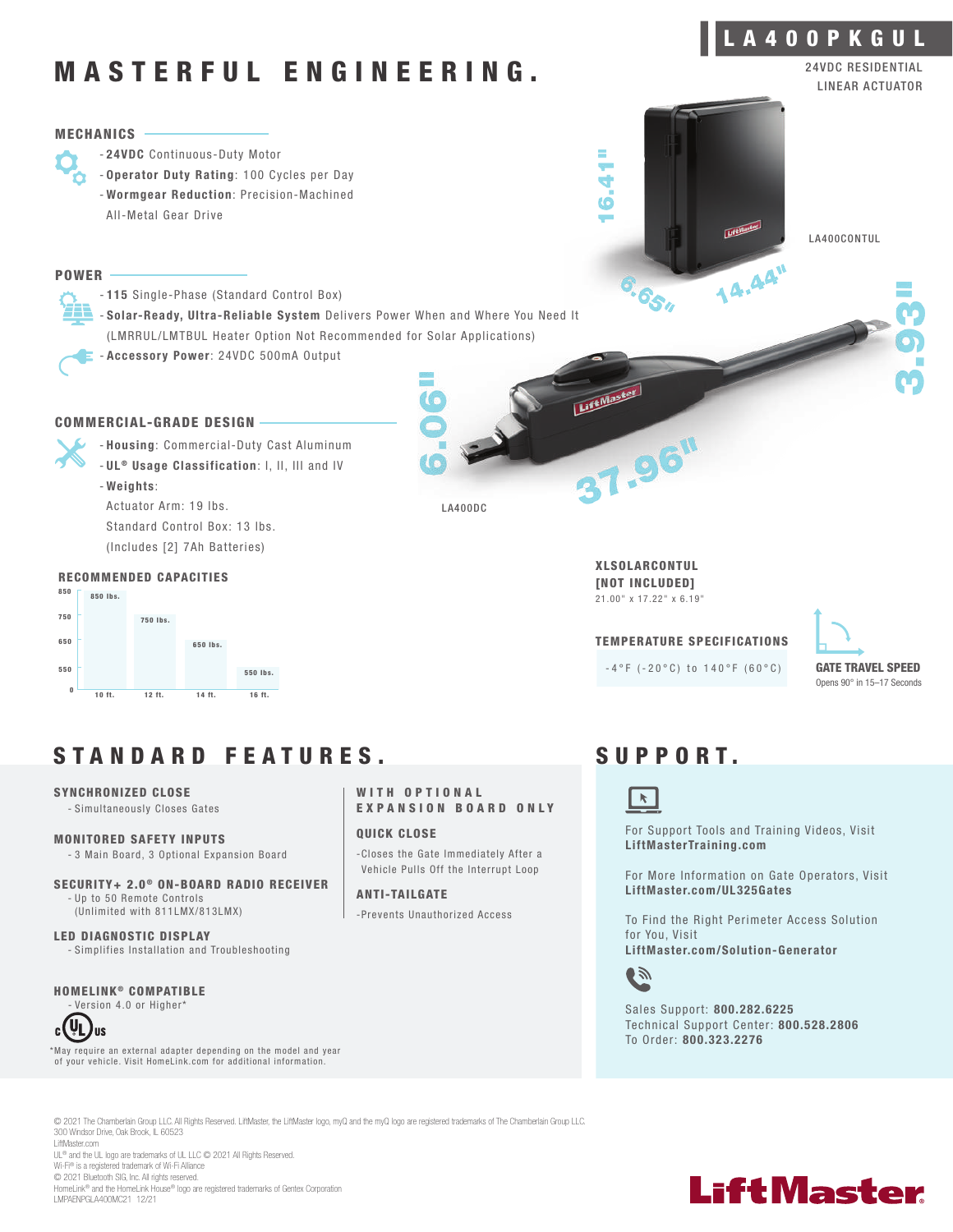# MASTERFUL ENGINEERING.

## LA400PKGUL

24VDC RESIDENTIAL LINEAR ACTUATOR

### MECHANICS

- **24VDC** Continuous-Duty Motor
- **Operator Duty Rating**: 100 Cycles per Day
- **Wormgear Reduction**: Precision-Machined All-Metal Gear Drive

### POWER

- **115** Single-Phase (Standard Control Box)
- **Solar-Ready, Ultra-Reliable System** Delivers Power When and Where You Need It (LMRRUL/LMTBUL Heater Option Not Recommended for Solar Applications)
- **Accessory Power**: 24VDC 500mA Output

### COMMERCIAL-GRADE DESIGN

- **Housing**: Commercial-Duty Cast Aluminum
- **UL® Usage Classification**: I, II, III and IV
- **Weights**:
  Actuator Arm: 19 lbs.
  Standard Control Box: 13 lbs.
  (Includes [2] 7Ah Batteries)

16.41"
6.65"
14.44"
LA400CONTUL

6.06"
37.96"
3.93"
LA400DC

### RECOMMENDED CAPACITIES

850 lbs.
750 lbs.
650 lbs.
550 lbs.
10 ft.
12 ft.
14 ft.
16 ft.

### XLSOLARCONTUL [NOT INCLUDED]

21.00" x 17.22" x 6.19"

### TEMPERATURE SPECIFICATIONS

-4°F (-20°C) to 140°F (60°C)

### GATE TRAVEL SPEED

Opens 90° in 15–17 Seconds

# STANDARD FEATURES.

**SYNCHRONIZED CLOSE**
- Simultaneously Closes Gates

**MONITORED SAFETY INPUTS**
- 3 Main Board, 3 Optional Expansion Board

**SECURITY+ 2.0® ON-BOARD RADIO RECEIVER**
- Up to 50 Remote Controls (Unlimited with 811LMX/813LMX)

**LED DIAGNOSTIC DISPLAY**
- Simplifies Installation and Troubleshooting

**HOMELINK® COMPATIBLE**
- Version 4.0 or Higher*

**WITH OPTIONAL EXPANSION BOARD ONLY**

**QUICK CLOSE**
- Closes the Gate Immediately After a Vehicle Pulls Off the Interrupt Loop

**ANTI-TAILGATE**
- Prevents Unauthorized Access

*May require an external adapter depending on the model and year of your vehicle. Visit HomeLink.com for additional information.

# SUPPORT.

For Support Tools and Training Videos, Visit **LiftMasterTraining.com**

For More Information on Gate Operators, Visit **LiftMaster.com/UL325Gates**

To Find the Right Perimeter Access Solution for You, Visit **LiftMaster.com/Solution-Generator**

Sales Support: **800.282.6225**
Technical Support Center: **800.528.2806**
To Order: **800.323.2276**

© 2021 The Chamberlain Group LLC. All Rights Reserved. LiftMaster, the LiftMaster logo, myQ and the myQ logo are registered trademarks of The Chamberlain Group LLC.
300 Windsor Drive, Oak Brook, IL 60523
LiftMaster.com
UL® and the UL logo are trademarks of UL LLC © 2021 All Rights Reserved.
Wi-Fi® is a registered trademark of Wi-Fi Alliance
© 2021 Bluetooth SIG, Inc. All rights reserved.
HomeLink® and the HomeLink House® logo are registered trademarks of Gentex Corporation
LMPAENPGLA400MC21 12/21

LiftMaster